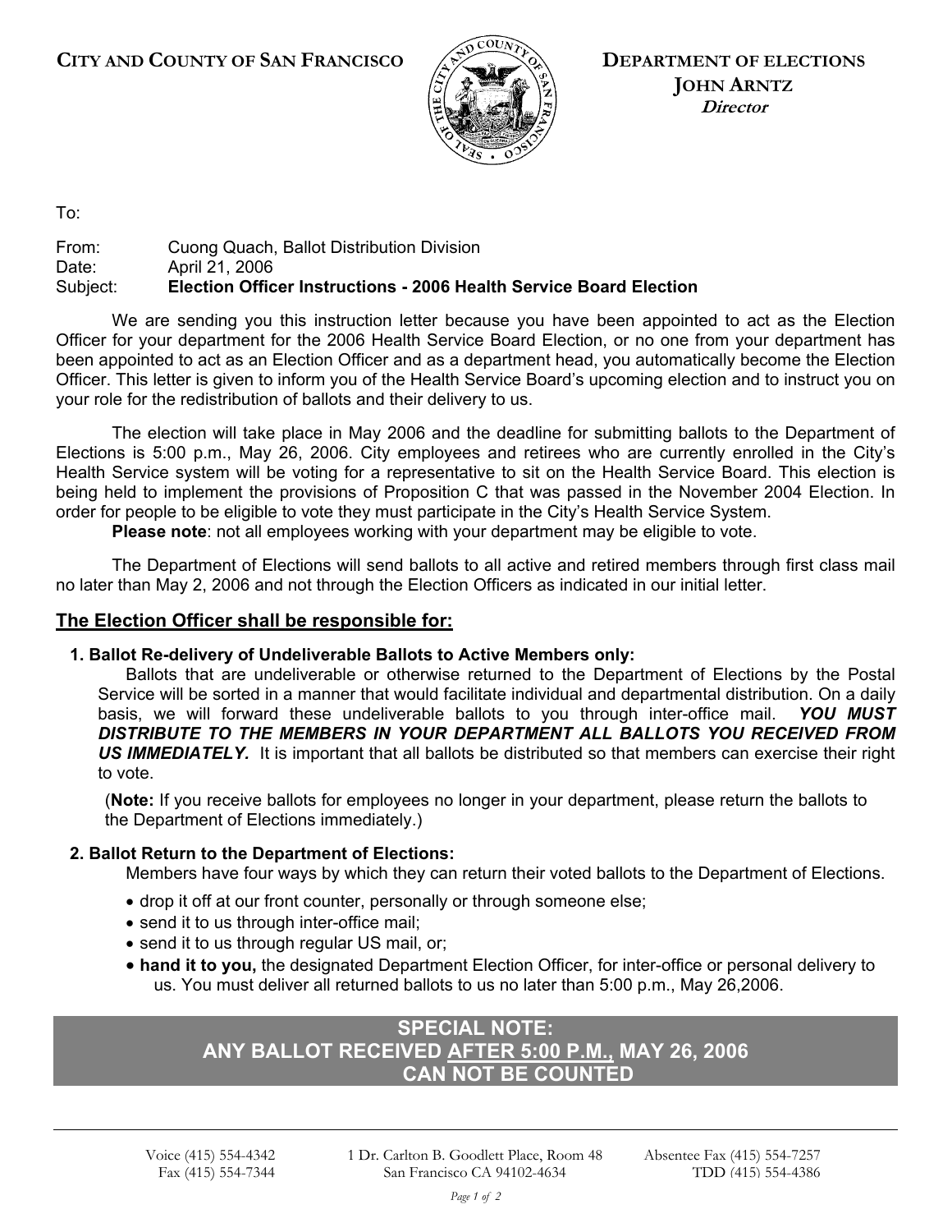**City and County of San Francisco**

**Department of Elections**
**John Arntz**
***Director***

To:

From: Cuong Quach, Ballot Distribution Division
Date: April 21, 2006
Subject: **Election Officer Instructions - 2006 Health Service Board Election**

We are sending you this instruction letter because you have been appointed to act as the Election Officer for your department for the 2006 Health Service Board Election, or no one from your department has been appointed to act as an Election Officer and as a department head, you automatically become the Election Officer. This letter is given to inform you of the Health Service Board's upcoming election and to instruct you on your role for the redistribution of ballots and their delivery to us.

The election will take place in May 2006 and the deadline for submitting ballots to the Department of Elections is 5:00 p.m., May 26, 2006. City employees and retirees who are currently enrolled in the City's Health Service system will be voting for a representative to sit on the Health Service Board. This election is being held to implement the provisions of Proposition C that was passed in the November 2004 Election. In order for people to be eligible to vote they must participate in the City's Health Service System.

**Please note**: not all employees working with your department may be eligible to vote.

The Department of Elections will send ballots to all active and retired members through first class mail no later than May 2, 2006 and not through the Election Officers as indicated in our initial letter.

## The Election Officer shall be responsible for:

**1. Ballot Re-delivery of Undeliverable Ballots to Active Members only:**

Ballots that are undeliverable or otherwise returned to the Department of Elections by the Postal Service will be sorted in a manner that would facilitate individual and departmental distribution. On a daily basis, we will forward these undeliverable ballots to you through inter-office mail. ***YOU MUST DISTRIBUTE TO THE MEMBERS IN YOUR DEPARTMENT ALL BALLOTS YOU RECEIVED FROM US IMMEDIATELY.*** It is important that all ballots be distributed so that members can exercise their right to vote.

(**Note:** If you receive ballots for employees no longer in your department, please return the ballots to the Department of Elections immediately.)

**2. Ballot Return to the Department of Elections:**

Members have four ways by which they can return their voted ballots to the Department of Elections.

- drop it off at our front counter, personally or through someone else;
- send it to us through inter-office mail;
- send it to us through regular US mail, or;
- **hand it to you,** the designated Department Election Officer, for inter-office or personal delivery to us. You must deliver all returned ballots to us no later than 5:00 p.m., May 26,2006.

**SPECIAL NOTE:**
**ANY BALLOT RECEIVED AFTER 5:00 P.M., MAY 26, 2006**
**CAN NOT BE COUNTED**

Voice (415) 554-4342 | Fax (415) 554-7344 | 1 Dr. Carlton B. Goodlett Place, Room 48, San Francisco CA 94102-4634 | Absentee Fax (415) 554-7257 | TDD (415) 554-4386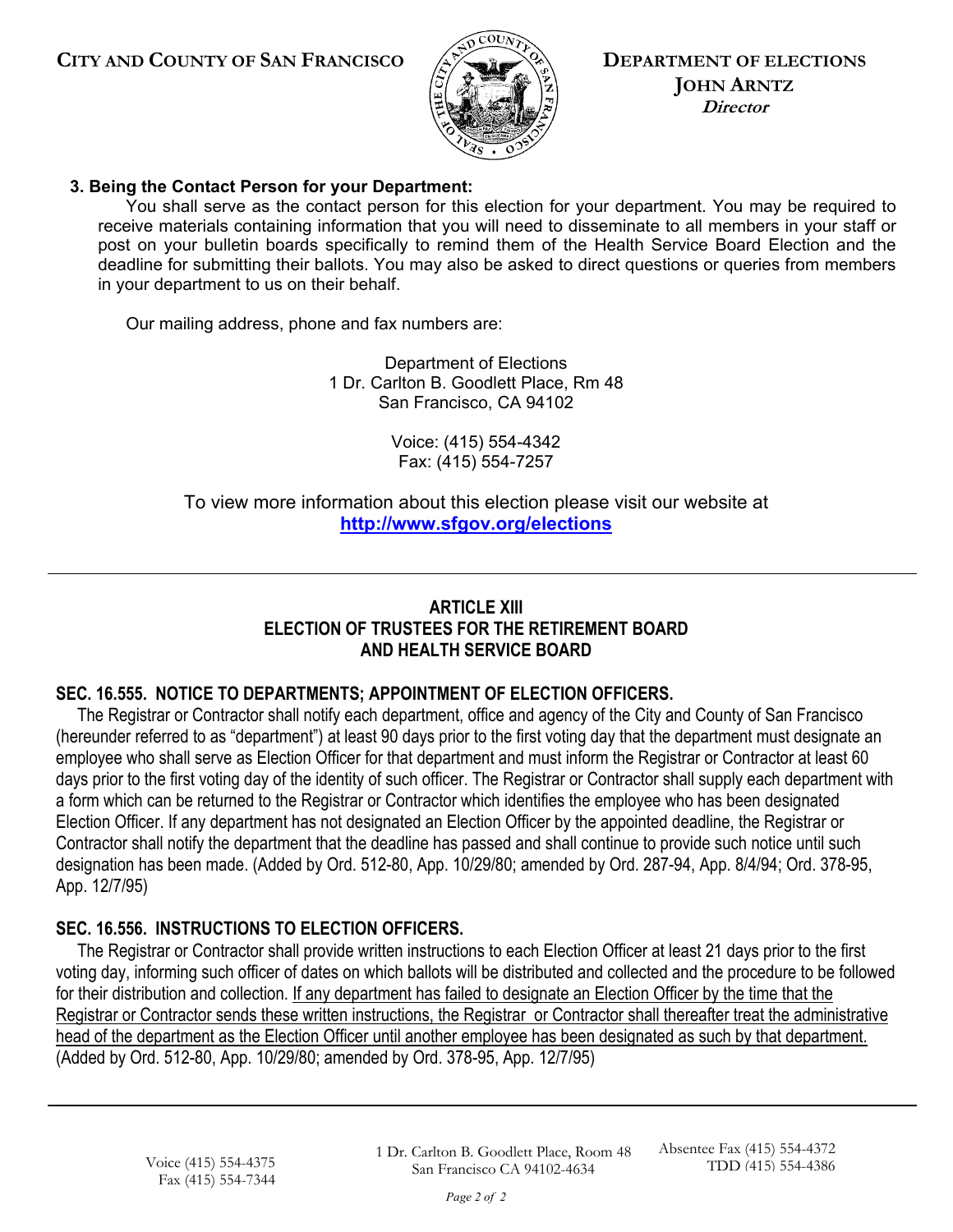**3. Being the Contact Person for your Department:**

You shall serve as the contact person for this election for your department. You may be required to receive materials containing information that you will need to disseminate to all members in your staff or post on your bulletin boards specifically to remind them of the Health Service Board Election and the deadline for submitting their ballots. You may also be asked to direct questions or queries from members in your department to us on their behalf.

Our mailing address, phone and fax numbers are:

Department of Elections
1 Dr. Carlton B. Goodlett Place, Rm 48
San Francisco, CA 94102

Voice: (415) 554-4342
Fax: (415) 554-7257

To view more information about this election please visit our website at **http://www.sfgov.org/elections**

---

**ARTICLE XIII**
**ELECTION OF TRUSTEES FOR THE RETIREMENT BOARD AND HEALTH SERVICE BOARD**

**SEC. 16.555. NOTICE TO DEPARTMENTS; APPOINTMENT OF ELECTION OFFICERS.**

The Registrar or Contractor shall notify each department, office and agency of the City and County of San Francisco (hereunder referred to as "department") at least 90 days prior to the first voting day that the department must designate an employee who shall serve as Election Officer for that department and must inform the Registrar or Contractor at least 60 days prior to the first voting day of the identity of such officer. The Registrar or Contractor shall supply each department with a form which can be returned to the Registrar or Contractor which identifies the employee who has been designated Election Officer. If any department has not designated an Election Officer by the appointed deadline, the Registrar or Contractor shall notify the department that the deadline has passed and shall continue to provide such notice until such designation has been made. (Added by Ord. 512-80, App. 10/29/80; amended by Ord. 287-94, App. 8/4/94; Ord. 378-95, App. 12/7/95)

**SEC. 16.556. INSTRUCTIONS TO ELECTION OFFICERS.**

The Registrar or Contractor shall provide written instructions to each Election Officer at least 21 days prior to the first voting day, informing such officer of dates on which ballots will be distributed and collected and the procedure to be followed for their distribution and collection. If any department has failed to designate an Election Officer by the time that the Registrar or Contractor sends these written instructions, the Registrar or Contractor shall thereafter treat the administrative head of the department as the Election Officer until another employee has been designated as such by that department. (Added by Ord. 512-80, App. 10/29/80; amended by Ord. 378-95, App. 12/7/95)